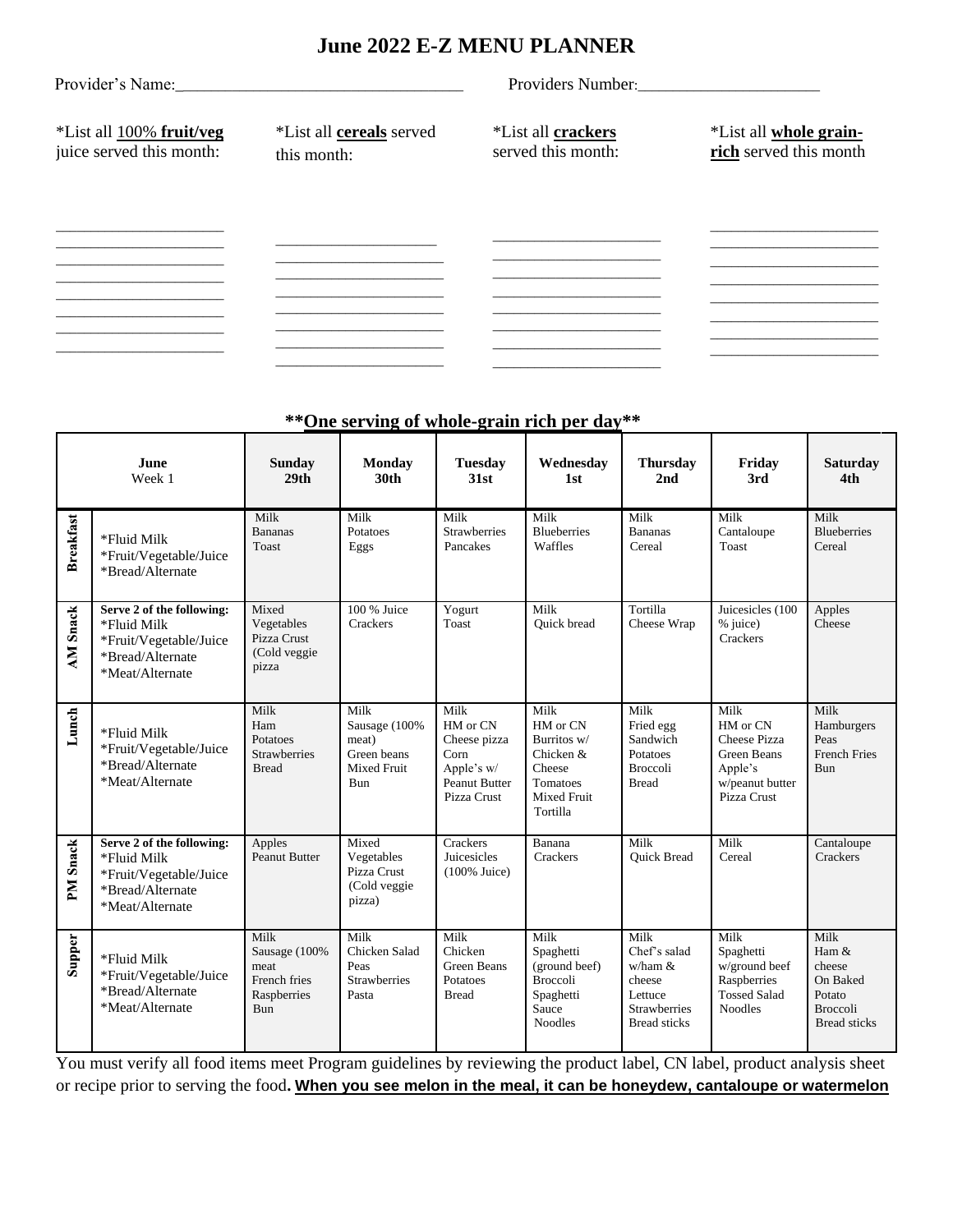# June 2022 E-Z MENU PLANNER

Provider's Name:________________________________ Providers Number:____________________

*List all 100% **fruit/veg** juice served this month:

____________________
____________________
____________________
____________________
____________________
____________________
____________________
____________________

*List all **cereals** served this month:

____________________
____________________
____________________
____________________
____________________
____________________
____________________
____________________

*List all **crackers** served this month:

____________________
____________________
____________________
____________________
____________________
____________________
____________________
____________________

*List all **whole grain-rich** served this month

____________________
____________________
____________________
____________________
____________________
____________________
____________________
____________________

**\*\*One serving of whole-grain rich per day\*\***

| June Week 1 | | Sunday 29th | Monday 30th | Tuesday 31st | Wednesday 1st | Thursday 2nd | Friday 3rd | Saturday 4th |
|---|---|---|---|---|---|---|---|---|
| **Breakfast** | *Fluid Milk<br>*Fruit/Vegetable/Juice<br>*Bread/Alternate | Milk<br>Bananas<br>Toast | Milk<br>Potatoes<br>Eggs | Milk<br>Strawberries<br>Pancakes | Milk<br>Blueberries<br>Waffles | Milk<br>Bananas<br>Cereal | Milk<br>Cantaloupe<br>Toast | Milk<br>Blueberries<br>Cereal |
| **AM Snack** | **Serve 2 of the following:**<br>*Fluid Milk<br>*Fruit/Vegetable/Juice<br>*Bread/Alternate<br>*Meat/Alternate | Mixed Vegetables<br>Pizza Crust<br>(Cold veggie pizza | 100 % Juice<br>Crackers | Yogurt<br>Toast | Milk<br>Quick bread | Tortilla<br>Cheese Wrap | Juicesicles (100 % juice)<br>Crackers | Apples<br>Cheese |
| **Lunch** | *Fluid Milk<br>*Fruit/Vegetable/Juice<br>*Bread/Alternate<br>*Meat/Alternate | Milk<br>Ham<br>Potatoes<br>Strawberries<br>Bread | Milk<br>Sausage (100% meat)<br>Green beans<br>Mixed Fruit<br>Bun | Milk<br>HM or CN Cheese pizza<br>Corn<br>Apple's w/ Peanut Butter<br>Pizza Crust | Milk<br>HM or CN Burritos w/ Chicken & Cheese<br>Tomatoes<br>Mixed Fruit<br>Tortilla | Milk<br>Fried egg Sandwich<br>Potatoes<br>Broccoli<br>Bread | Milk<br>HM or CN Cheese Pizza<br>Green Beans<br>Apple's w/peanut butter<br>Pizza Crust | Milk<br>Hamburgers<br>Peas<br>French Fries<br>Bun |
| **PM Snack** | **Serve 2 of the following:**<br>*Fluid Milk<br>*Fruit/Vegetable/Juice<br>*Bread/Alternate<br>*Meat/Alternate | Apples<br>Peanut Butter | Mixed Vegetables<br>Pizza Crust<br>(Cold veggie pizza) | Crackers<br>Juicesicles<br>(100% Juice) | Banana<br>Crackers | Milk<br>Quick Bread | Milk<br>Cereal | Cantaloupe<br>Crackers |
| **Supper** | *Fluid Milk<br>*Fruit/Vegetable/Juice<br>*Bread/Alternate<br>*Meat/Alternate | Milk<br>Sausage (100% meat<br>French fries<br>Raspberries<br>Bun | Milk<br>Chicken Salad<br>Peas<br>Strawberries<br>Pasta | Milk<br>Chicken<br>Green Beans<br>Potatoes<br>Bread | Milk<br>Spaghetti (ground beef)<br>Broccoli<br>Spaghetti Sauce<br>Noodles | Milk<br>Chef's salad w/ham & cheese<br>Lettuce<br>Strawberries<br>Bread sticks | Milk<br>Spaghetti w/ground beef<br>Raspberries<br>Tossed Salad<br>Noodles | Milk<br>Ham & cheese On Baked Potato<br>Broccoli<br>Bread sticks |

You must verify all food items meet Program guidelines by reviewing the product label, CN label, product analysis sheet or recipe prior to serving the food**. When you see melon in the meal, it can be honeydew, cantaloupe or watermelon**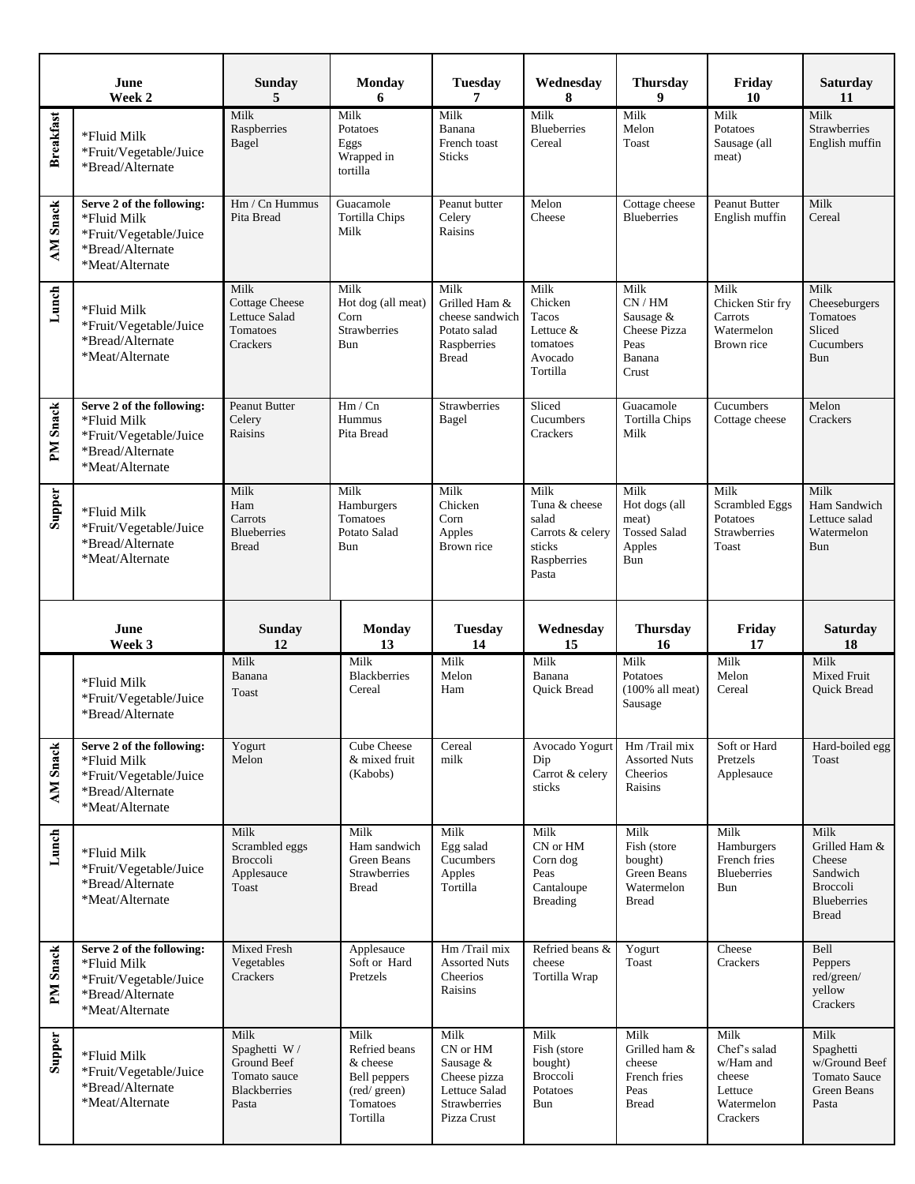| June Week 2 | | Sunday 5 | Monday 6 | Tuesday 7 | Wednesday 8 | Thursday 9 | Friday 10 | Saturday 11 |
|---|---|---|---|---|---|---|---|---|
| **Breakfast** | *Fluid Milk *Fruit/Vegetable/Juice *Bread/Alternate | Milk Raspberries Bagel | Milk Potatoes Eggs Wrapped in tortilla | Milk Banana French toast Sticks | Milk Blueberries Cereal | Milk Melon Toast | Milk Potatoes Sausage (all meat) | Milk Strawberries English muffin |
| **AM Snack** | **Serve 2 of the following:** *Fluid Milk *Fruit/Vegetable/Juice *Bread/Alternate *Meat/Alternate | Hm / Cn Hummus Pita Bread | Guacamole Tortilla Chips Milk | Peanut butter Celery Raisins | Melon Cheese | Cottage cheese Blueberries | Peanut Butter English muffin | Milk Cereal |
| **Lunch** | *Fluid Milk *Fruit/Vegetable/Juice *Bread/Alternate *Meat/Alternate | Milk Cottage Cheese Lettuce Salad Tomatoes Crackers | Milk Hot dog (all meat) Corn Strawberries Bun | Milk Grilled Ham & cheese sandwich Potato salad Raspberries Bread | Milk Chicken Tacos Lettuce & tomatoes Avocado Tortilla | Milk CN / HM Sausage & Cheese Pizza Peas Banana Crust | Milk Chicken Stir fry Carrots Watermelon Brown rice | Milk Cheeseburgers Tomatoes Sliced Cucumbers Bun |
| **PM Snack** | **Serve 2 of the following:** *Fluid Milk *Fruit/Vegetable/Juice *Bread/Alternate *Meat/Alternate | Peanut Butter Celery Raisins | Hm / Cn Hummus Pita Bread | Strawberries Bagel | Sliced Cucumbers Crackers | Guacamole Tortilla Chips Milk | Cucumbers Cottage cheese | Melon Crackers |
| **Supper** | *Fluid Milk *Fruit/Vegetable/Juice *Bread/Alternate *Meat/Alternate | Milk Ham Carrots Blueberries Bread | Milk Hamburgers Tomatoes Potato Salad Bun | Milk Chicken Corn Apples Brown rice | Milk Tuna & cheese salad Carrots & celery sticks Raspberries Pasta | Milk Hot dogs (all meat) Tossed Salad Apples Bun | Milk Scrambled Eggs Potatoes Strawberries Toast | Milk Ham Sandwich Lettuce salad Watermelon Bun |

| June Week 3 | | Sunday 12 | Monday 13 | Tuesday 14 | Wednesday 15 | Thursday 16 | Friday 17 | Saturday 18 |
|---|---|---|---|---|---|---|---|---|
| | *Fluid Milk *Fruit/Vegetable/Juice *Bread/Alternate | Milk Banana Toast | Milk Blackberries Cereal | Milk Melon Ham | Milk Banana Quick Bread | Milk Potatoes (100% all meat) Sausage | Milk Melon Cereal | Milk Mixed Fruit Quick Bread |
| **AM Snack** | **Serve 2 of the following:** *Fluid Milk *Fruit/Vegetable/Juice *Bread/Alternate *Meat/Alternate | Yogurt Melon | Cube Cheese & mixed fruit (Kabobs) | Cereal milk | Avocado Yogurt Dip Carrot & celery sticks | Hm /Trail mix Assorted Nuts Cheerios Raisins | Soft or Hard Pretzels Applesauce | Hard-boiled egg Toast |
| **Lunch** | *Fluid Milk *Fruit/Vegetable/Juice *Bread/Alternate *Meat/Alternate | Milk Scrambled eggs Broccoli Applesauce Toast | Milk Ham sandwich Green Beans Strawberries Bread | Milk Egg salad Cucumbers Apples Tortilla | Milk CN or HM Corn dog Peas Cantaloupe Breading | Milk Fish (store bought) Green Beans Watermelon Bread | Milk Hamburgers French fries Blueberries Bun | Milk Grilled Ham & Cheese Sandwich Broccoli Blueberries Bread |
| **PM Snack** | **Serve 2 of the following:** *Fluid Milk *Fruit/Vegetable/Juice *Bread/Alternate *Meat/Alternate | Mixed Fresh Vegetables Crackers | Applesauce Soft or Hard Pretzels | Hm /Trail mix Assorted Nuts Cheerios Raisins | Refried beans & cheese Tortilla Wrap | Yogurt Toast | Cheese Crackers | Bell Peppers red/green/ yellow Crackers |
| **Supper** | *Fluid Milk *Fruit/Vegetable/Juice *Bread/Alternate *Meat/Alternate | Milk Spaghetti W / Ground Beef Tomato sauce Blackberries Pasta | Milk Refried beans & cheese Bell peppers (red/ green) Tomatoes Tortilla | Milk CN or HM Sausage & Cheese pizza Lettuce Salad Strawberries Pizza Crust | Milk Fish (store bought) Broccoli Potatoes Bun | Milk Grilled ham & cheese French fries Peas Bread | Milk Chef's salad w/Ham and cheese Lettuce Watermelon Crackers | Milk Spaghetti w/Ground Beef Tomato Sauce Green Beans Pasta |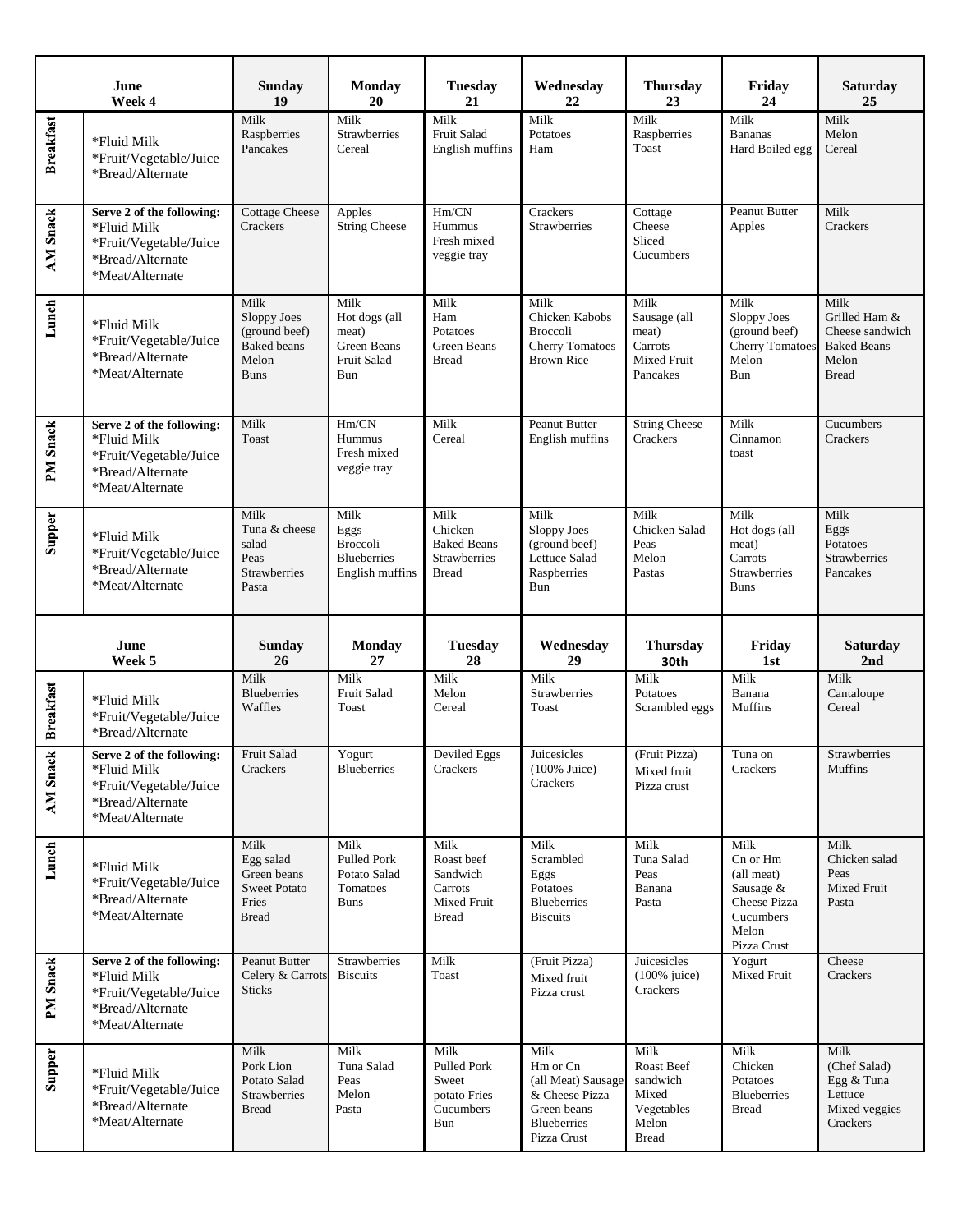| June Week 4 | | Sunday 19 | Monday 20 | Tuesday 21 | Wednesday 22 | Thursday 23 | Friday 24 | Saturday 25 |
|---|---|---|---|---|---|---|---|---|
| Breakfast | *Fluid Milk<br>*Fruit/Vegetable/Juice<br>*Bread/Alternate | Milk<br>Raspberries<br>Pancakes | Milk<br>Strawberries<br>Cereal | Milk<br>Fruit Salad<br>English muffins | Milk<br>Potatoes<br>Ham | Milk<br>Raspberries<br>Toast | Milk<br>Bananas<br>Hard Boiled egg | Milk<br>Melon<br>Cereal |
| AM Snack | **Serve 2 of the following:**<br>*Fluid Milk<br>*Fruit/Vegetable/Juice<br>*Bread/Alternate<br>*Meat/Alternate | Cottage Cheese<br>Crackers | Apples<br>String Cheese | Hm/CN<br>Hummus<br>Fresh mixed veggie tray | Crackers<br>Strawberries | Cottage Cheese<br>Sliced Cucumbers | Peanut Butter<br>Apples | Milk<br>Crackers |
| Lunch | *Fluid Milk<br>*Fruit/Vegetable/Juice<br>*Bread/Alternate<br>*Meat/Alternate | Milk<br>Sloppy Joes (ground beef)<br>Baked beans<br>Melon<br>Buns | Milk<br>Hot dogs (all meat)<br>Green Beans<br>Fruit Salad<br>Bun | Milk<br>Ham<br>Potatoes<br>Green Beans<br>Bread | Milk<br>Chicken Kabobs<br>Broccoli<br>Cherry Tomatoes<br>Brown Rice | Milk<br>Sausage (all meat)<br>Carrots<br>Mixed Fruit<br>Pancakes | Milk<br>Sloppy Joes (ground beef)<br>Cherry Tomatoes<br>Melon<br>Bun | Milk<br>Grilled Ham & Cheese sandwich<br>Baked Beans<br>Melon<br>Bread |
| PM Snack | **Serve 2 of the following:**<br>*Fluid Milk<br>*Fruit/Vegetable/Juice<br>*Bread/Alternate<br>*Meat/Alternate | Milk<br>Toast | Hm/CN<br>Hummus<br>Fresh mixed veggie tray | Milk<br>Cereal | Peanut Butter<br>English muffins | String Cheese<br>Crackers | Milk<br>Cinnamon toast | Cucumbers<br>Crackers |
| Supper | *Fluid Milk<br>*Fruit/Vegetable/Juice<br>*Bread/Alternate<br>*Meat/Alternate | Milk<br>Tuna & cheese salad<br>Peas<br>Strawberries<br>Pasta | Milk<br>Eggs<br>Broccoli<br>Blueberries<br>English muffins | Milk<br>Chicken<br>Baked Beans<br>Strawberries<br>Bread | Milk<br>Sloppy Joes (ground beef)<br>Lettuce Salad<br>Raspberries<br>Bun | Milk<br>Chicken Salad<br>Peas<br>Melon<br>Pastas | Milk<br>Hot dogs (all meat)<br>Carrots<br>Strawberries<br>Buns | Milk<br>Eggs<br>Potatoes<br>Strawberries<br>Pancakes |

| June Week 5 | | Sunday 26 | Monday 27 | Tuesday 28 | Wednesday 29 | Thursday 30th | Friday 1st | Saturday 2nd |
|---|---|---|---|---|---|---|---|---|
| Breakfast | *Fluid Milk<br>*Fruit/Vegetable/Juice<br>*Bread/Alternate | Milk<br>Blueberries<br>Waffles | Milk<br>Fruit Salad<br>Toast | Milk<br>Melon<br>Cereal | Milk<br>Strawberries<br>Toast | Milk<br>Potatoes<br>Scrambled eggs | Milk<br>Banana<br>Muffins | Milk<br>Cantaloupe<br>Cereal |
| AM Snack | **Serve 2 of the following:**<br>*Fluid Milk<br>*Fruit/Vegetable/Juice<br>*Bread/Alternate<br>*Meat/Alternate | Fruit Salad<br>Crackers | Yogurt<br>Blueberries | Deviled Eggs<br>Crackers | Juicesicles (100% Juice)<br>Crackers | (Fruit Pizza)<br>Mixed fruit<br>Pizza crust | Tuna on<br>Crackers | Strawberries<br>Muffins |
| Lunch | *Fluid Milk<br>*Fruit/Vegetable/Juice<br>*Bread/Alternate<br>*Meat/Alternate | Milk<br>Egg salad<br>Green beans<br>Sweet Potato Fries<br>Bread | Milk<br>Pulled Pork<br>Potato Salad<br>Tomatoes<br>Buns | Milk<br>Roast beef Sandwich<br>Carrots<br>Mixed Fruit<br>Bread | Milk<br>Scrambled Eggs<br>Potatoes<br>Blueberries<br>Biscuits | Milk<br>Tuna Salad<br>Peas<br>Banana<br>Pasta | Milk<br>Cn or Hm (all meat)<br>Sausage & Cheese Pizza<br>Cucumbers<br>Melon<br>Pizza Crust | Milk<br>Chicken salad<br>Peas<br>Mixed Fruit<br>Pasta |
| PM Snack | **Serve 2 of the following:**<br>*Fluid Milk<br>*Fruit/Vegetable/Juice<br>*Bread/Alternate<br>*Meat/Alternate | Peanut Butter<br>Celery & Carrots Sticks | Strawberries<br>Biscuits | Milk<br>Toast | (Fruit Pizza)<br>Mixed fruit<br>Pizza crust | Juicesicles (100% juice)<br>Crackers | Yogurt<br>Mixed Fruit | Cheese<br>Crackers |
| Supper | *Fluid Milk<br>*Fruit/Vegetable/Juice<br>*Bread/Alternate<br>*Meat/Alternate | Milk<br>Pork Lion<br>Potato Salad<br>Strawberries<br>Bread | Milk<br>Tuna Salad<br>Peas<br>Melon<br>Pasta | Milk<br>Pulled Pork<br>Sweet potato Fries<br>Cucumbers<br>Bun | Milk<br>Hm or Cn (all Meat) Sausage & Cheese Pizza<br>Green beans<br>Blueberries<br>Pizza Crust | Milk<br>Roast Beef sandwich<br>Mixed Vegetables<br>Melon<br>Bread | Milk<br>Chicken<br>Potatoes<br>Blueberries<br>Bread | Milk<br>(Chef Salad)<br>Egg & Tuna<br>Lettuce<br>Mixed veggies<br>Crackers |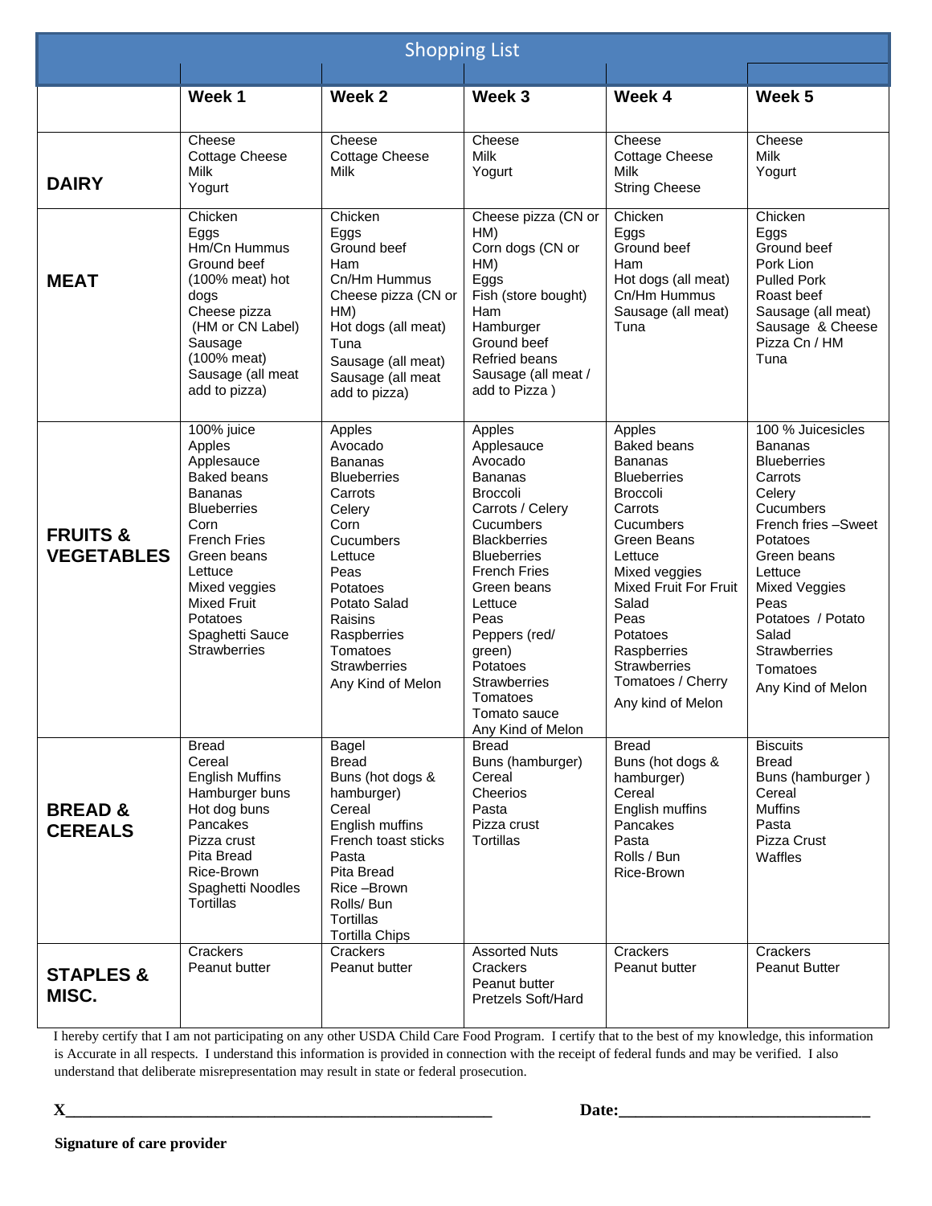# Shopping List

| | Week 1 | Week 2 | Week 3 | Week 4 | Week 5 |
|---|---|---|---|---|---|
| **DAIRY** | Cheese<br>Cottage Cheese<br>Milk<br>Yogurt | Cheese<br>Cottage Cheese<br>Milk | Cheese<br>Milk<br>Yogurt | Cheese<br>Cottage Cheese<br>Milk<br>String Cheese | Cheese<br>Milk<br>Yogurt |
| **MEAT** | Chicken<br>Eggs<br>Hm/Cn Hummus<br>Ground beef<br>(100% meat) hot dogs<br>Cheese pizza<br>(HM or CN Label)<br>Sausage<br>(100% meat)<br>Sausage (all meat add to pizza) | Chicken<br>Eggs<br>Ground beef<br>Ham<br>Cn/Hm Hummus<br>Cheese pizza (CN or HM)<br>Hot dogs (all meat)<br>Tuna<br>Sausage (all meat)<br>Sausage (all meat add to pizza) | Cheese pizza (CN or HM)<br>Corn dogs (CN or HM)<br>Eggs<br>Fish (store bought)<br>Ham<br>Hamburger<br>Ground beef<br>Refried beans<br>Sausage (all meat / add to Pizza ) | Chicken<br>Eggs<br>Ground beef<br>Ham<br>Hot dogs (all meat)<br>Cn/Hm Hummus<br>Sausage (all meat)<br>Tuna | Chicken<br>Eggs<br>Ground beef<br>Pork Lion<br>Pulled Pork<br>Roast beef<br>Sausage (all meat)<br>Sausage & Cheese Pizza Cn / HM<br>Tuna |
| **FRUITS & VEGETABLES** | 100% juice<br>Apples<br>Applesauce<br>Baked beans<br>Bananas<br>Blueberries<br>Corn<br>French Fries<br>Green beans<br>Lettuce<br>Mixed veggies<br>Mixed Fruit<br>Potatoes<br>Spaghetti Sauce<br>Strawberries | Apples<br>Avocado<br>Bananas<br>Blueberries<br>Carrots<br>Celery<br>Corn<br>Cucumbers<br>Lettuce<br>Peas<br>Potatoes<br>Potato Salad<br>Raisins<br>Raspberries<br>Tomatoes<br>Strawberries<br>Any Kind of Melon | Apples<br>Applesauce<br>Avocado<br>Bananas<br>Broccoli<br>Carrots / Celery<br>Cucumbers<br>Blackberries<br>Blueberries<br>French Fries<br>Green beans<br>Lettuce<br>Peas<br>Peppers (red/ green)<br>Potatoes<br>Strawberries<br>Tomatoes<br>Tomato sauce<br>Any Kind of Melon | Apples<br>Baked beans<br>Bananas<br>Blueberries<br>Broccoli<br>Carrots<br>Cucumbers<br>Green Beans<br>Lettuce<br>Mixed veggies<br>Mixed Fruit For Fruit Salad<br>Peas<br>Potatoes<br>Raspberries<br>Strawberries<br>Tomatoes / Cherry<br>Any kind of Melon | 100 % Juicesicles<br>Bananas<br>Blueberries<br>Carrots<br>Celery<br>Cucumbers<br>French fries –Sweet Potatoes<br>Green beans<br>Lettuce<br>Mixed Veggies<br>Peas<br>Potatoes / Potato Salad<br>Strawberries<br>Tomatoes<br>Any Kind of Melon |
| **BREAD & CEREALS** | Bread<br>Cereal<br>English Muffins<br>Hamburger buns<br>Hot dog buns<br>Pancakes<br>Pizza crust<br>Pita Bread<br>Rice-Brown<br>Spaghetti Noodles<br>Tortillas | Bagel<br>Bread<br>Buns (hot dogs & hamburger)<br>Cereal<br>English muffins<br>French toast sticks<br>Pasta<br>Pita Bread<br>Rice –Brown<br>Rolls/ Bun<br>Tortillas<br>Tortilla Chips | Bread<br>Buns (hamburger)<br>Cereal<br>Cheerios<br>Pasta<br>Pizza crust<br>Tortillas | Bread<br>Buns (hot dogs & hamburger)<br>Cereal<br>English muffins<br>Pancakes<br>Pasta<br>Rolls / Bun<br>Rice-Brown | Biscuits<br>Bread<br>Buns (hamburger )<br>Cereal<br>Muffins<br>Pasta<br>Pizza Crust<br>Waffles |
| **STAPLES & MISC.** | Crackers<br>Peanut butter | Crackers<br>Peanut butter | Assorted Nuts<br>Crackers<br>Peanut butter<br>Pretzels Soft/Hard | Crackers<br>Peanut butter | Crackers<br>Peanut Butter |

I hereby certify that I am not participating on any other USDA Child Care Food Program. I certify that to the best of my knowledge, this information is Accurate in all respects. I understand this information is provided in connection with the receipt of federal funds and may be verified. I also understand that deliberate misrepresentation may result in state or federal prosecution.

**X______________________________________________________** **Date:_______________________________**

**Signature of care provider**